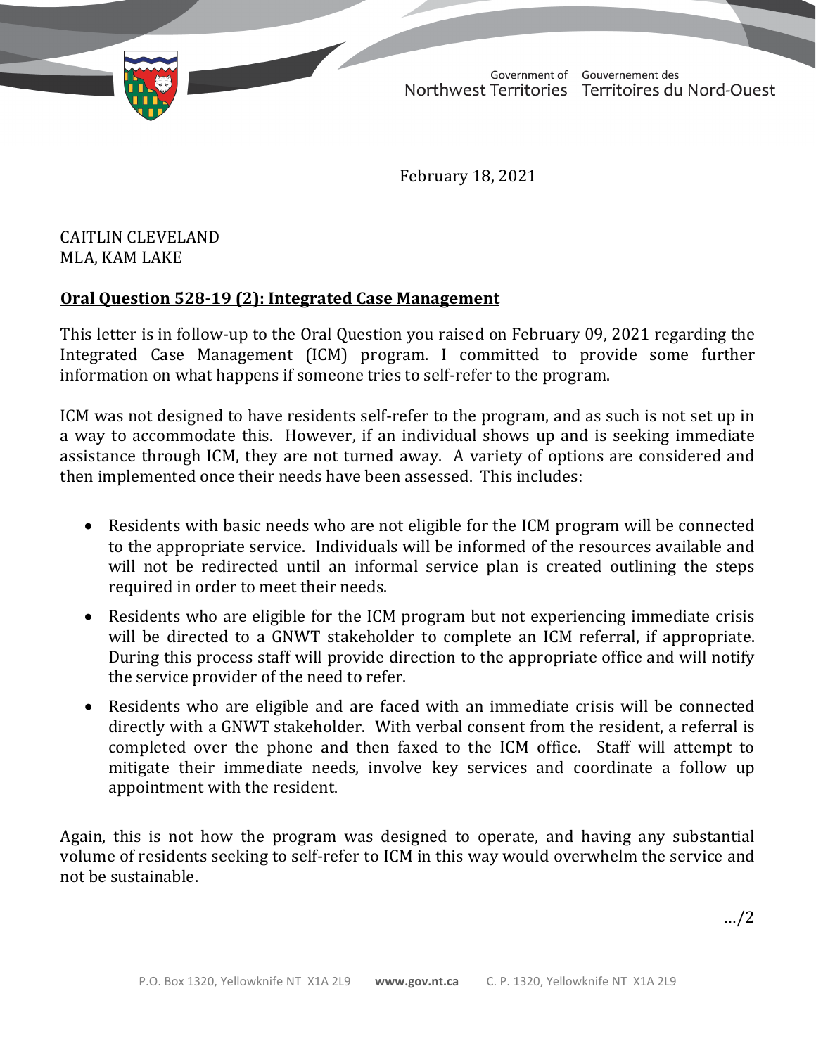Government of Northwest Territories | Gouvernement des Territoires du Nord-Ouest

February 18, 2021

CAITLIN CLEVELAND
MLA, KAM LAKE

**Oral Question 528-19 (2): Integrated Case Management**

This letter is in follow-up to the Oral Question you raised on February 09, 2021 regarding the Integrated Case Management (ICM) program. I committed to provide some further information on what happens if someone tries to self-refer to the program.

ICM was not designed to have residents self-refer to the program, and as such is not set up in a way to accommodate this. However, if an individual shows up and is seeking immediate assistance through ICM, they are not turned away. A variety of options are considered and then implemented once their needs have been assessed. This includes:

- Residents with basic needs who are not eligible for the ICM program will be connected to the appropriate service. Individuals will be informed of the resources available and will not be redirected until an informal service plan is created outlining the steps required in order to meet their needs.
- Residents who are eligible for the ICM program but not experiencing immediate crisis will be directed to a GNWT stakeholder to complete an ICM referral, if appropriate. During this process staff will provide direction to the appropriate office and will notify the service provider of the need to refer.
- Residents who are eligible and are faced with an immediate crisis will be connected directly with a GNWT stakeholder. With verbal consent from the resident, a referral is completed over the phone and then faxed to the ICM office. Staff will attempt to mitigate their immediate needs, involve key services and coordinate a follow up appointment with the resident.

Again, this is not how the program was designed to operate, and having any substantial volume of residents seeking to self-refer to ICM in this way would overwhelm the service and not be sustainable.

…/2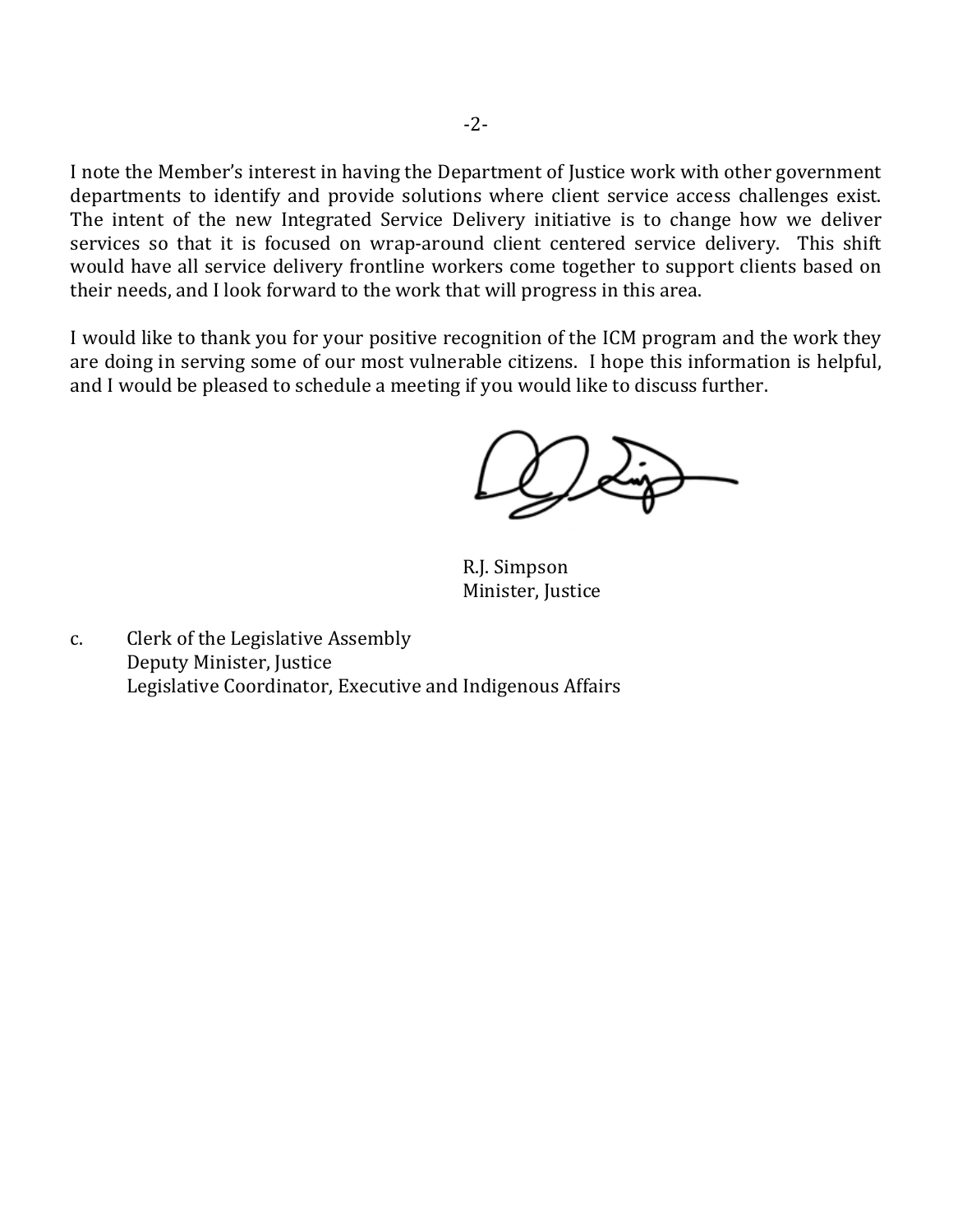I note the Member's interest in having the Department of Justice work with other government departments to identify and provide solutions where client service access challenges exist. The intent of the new Integrated Service Delivery initiative is to change how we deliver services so that it is focused on wrap-around client centered service delivery. This shift would have all service delivery frontline workers come together to support clients based on their needs, and I look forward to the work that will progress in this area.

I would like to thank you for your positive recognition of the ICM program and the work they are doing in serving some of our most vulnerable citizens. I hope this information is helpful, and I would be pleased to schedule a meeting if you would like to discuss further.

R.J. Simpson
Minister, Justice

c. Clerk of the Legislative Assembly
Deputy Minister, Justice
Legislative Coordinator, Executive and Indigenous Affairs